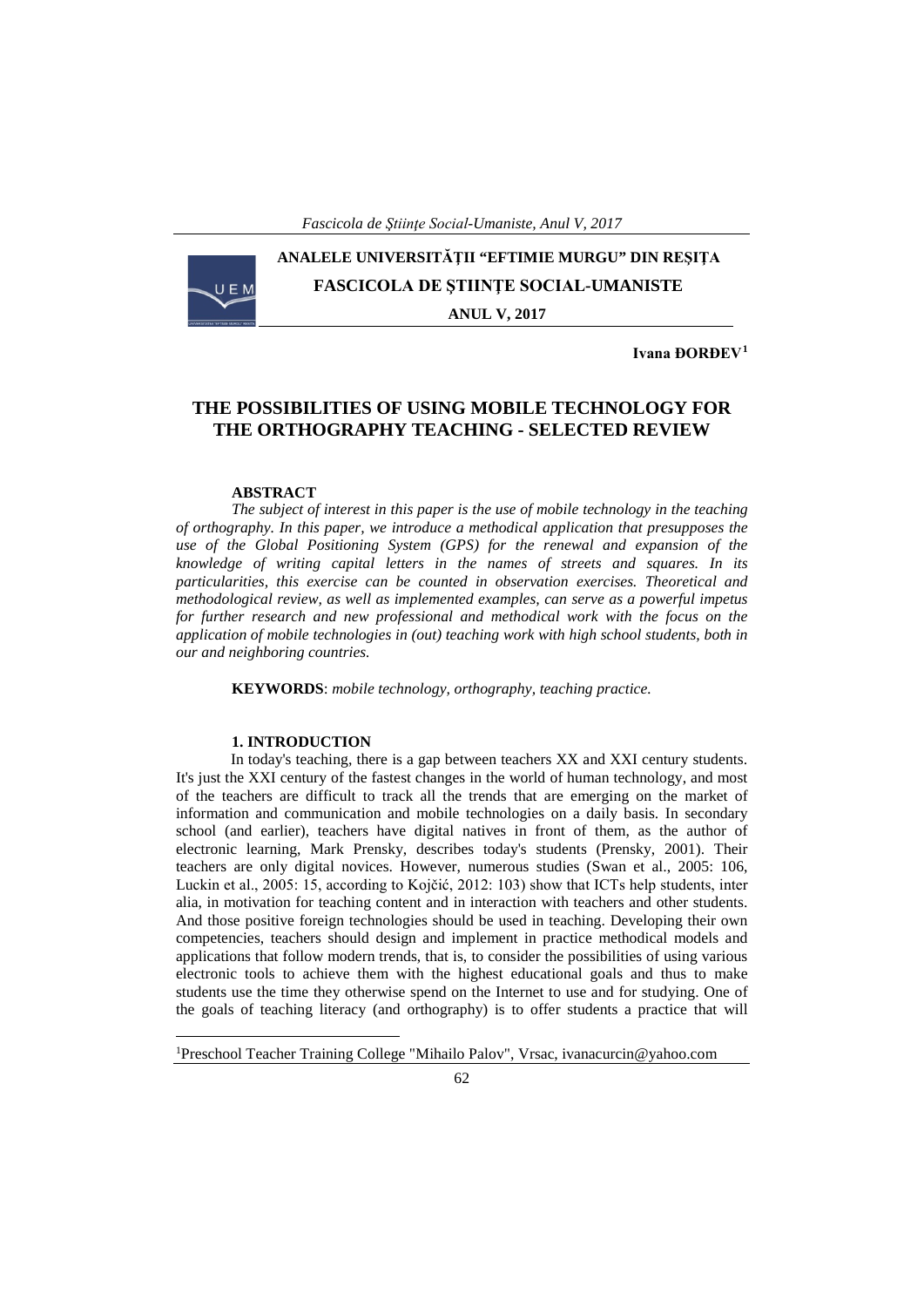**ANALELE UNIVERSITĂȚII "EFTIMIE MURGU" DIN REȘIȚA**
**FASCICOLA DE ȘTIINȚE SOCIAL-UMANISTE**
**ANUL V, 2017**

**Ivana ĐORĐEV**[1]

# THE POSSIBILITIES OF USING MOBILE TECHNOLOGY FOR THE ORTHOGRAPHY TEACHING - SELECTED REVIEW

**ABSTRACT**

*The subject of interest in this paper is the use of mobile technology in the teaching of orthography. In this paper, we introduce a methodical application that presupposes the use of the Global Positioning System (GPS) for the renewal and expansion of the knowledge of writing capital letters in the names of streets and squares. In its particularities, this exercise can be counted in observation exercises. Theoretical and methodological review, as well as implemented examples, can serve as a powerful impetus for further research and new professional and methodical work with the focus on the application of mobile technologies in (out) teaching work with high school students, both in our and neighboring countries.*

**KEYWORDS**: *mobile technology, orthography, teaching practice.*

## 1. INTRODUCTION

In today's teaching, there is a gap between teachers XX and XXI century students. It's just the XXI century of the fastest changes in the world of human technology, and most of the teachers are difficult to track all the trends that are emerging on the market of information and communication and mobile technologies on a daily basis. In secondary school (and earlier), teachers have digital natives in front of them, as the author of electronic learning, Mark Prensky, describes today's students (Prensky, 2001). Their teachers are only digital novices. However, numerous studies (Swan et al., 2005: 106, Luckin et al., 2005: 15, according to Kojčić, 2012: 103) show that ICTs help students, inter alia, in motivation for teaching content and in interaction with teachers and other students. And those positive foreign technologies should be used in teaching. Developing their own competencies, teachers should design and implement in practice methodical models and applications that follow modern trends, that is, to consider the possibilities of using various electronic tools to achieve them with the highest educational goals and thus to make students use the time they otherwise spend on the Internet to use and for studying. One of the goals of teaching literacy (and orthography) is to offer students a practice that will

---

[1]Preschool Teacher Training College "Mihailo Palov", Vrsac, ivanacurcin@yahoo.com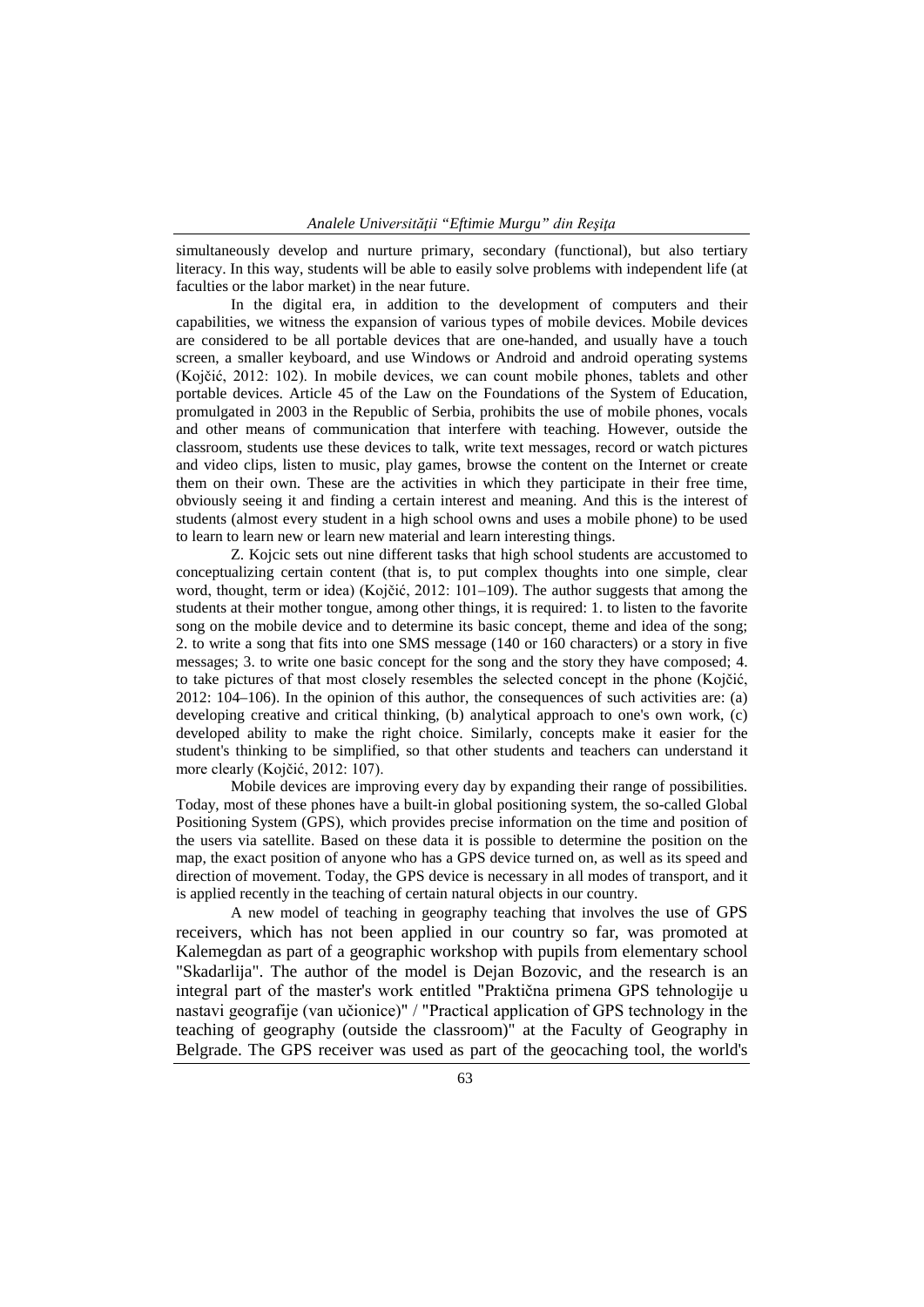simultaneously develop and nurture primary, secondary (functional), but also tertiary literacy. In this way, students will be able to easily solve problems with independent life (at faculties or the labor market) in the near future.

In the digital era, in addition to the development of computers and their capabilities, we witness the expansion of various types of mobile devices. Mobile devices are considered to be all portable devices that are one-handed, and usually have a touch screen, a smaller keyboard, and use Windows or Android and android operating systems (Kojčić, 2012: 102). In mobile devices, we can count mobile phones, tablets and other portable devices. Article 45 of the Law on the Foundations of the System of Education, promulgated in 2003 in the Republic of Serbia, prohibits the use of mobile phones, vocals and other means of communication that interfere with teaching. However, outside the classroom, students use these devices to talk, write text messages, record or watch pictures and video clips, listen to music, play games, browse the content on the Internet or create them on their own. These are the activities in which they participate in their free time, obviously seeing it and finding a certain interest and meaning. And this is the interest of students (almost every student in a high school owns and uses a mobile phone) to be used to learn to learn new or learn new material and learn interesting things.

Z. Kojcic sets out nine different tasks that high school students are accustomed to conceptualizing certain content (that is, to put complex thoughts into one simple, clear word, thought, term or idea) (Kojčić, 2012: 101–109). The author suggests that among the students at their mother tongue, among other things, it is required: 1. to listen to the favorite song on the mobile device and to determine its basic concept, theme and idea of the song; 2. to write a song that fits into one SMS message (140 or 160 characters) or a story in five messages; 3. to write one basic concept for the song and the story they have composed; 4. to take pictures of that most closely resembles the selected concept in the phone (Kojčić, 2012: 104–106). In the opinion of this author, the consequences of such activities are: (a) developing creative and critical thinking, (b) analytical approach to one's own work, (c) developed ability to make the right choice. Similarly, concepts make it easier for the student's thinking to be simplified, so that other students and teachers can understand it more clearly (Kojčić, 2012: 107).

Mobile devices are improving every day by expanding their range of possibilities. Today, most of these phones have a built-in global positioning system, the so-called Global Positioning System (GPS), which provides precise information on the time and position of the users via satellite. Based on these data it is possible to determine the position on the map, the exact position of anyone who has a GPS device turned on, as well as its speed and direction of movement. Today, the GPS device is necessary in all modes of transport, and it is applied recently in the teaching of certain natural objects in our country.

A new model of teaching in geography teaching that involves the use of GPS receivers, which has not been applied in our country so far, was promoted at Kalemegdan as part of a geographic workshop with pupils from elementary school "Skadarlija". The author of the model is Dejan Bozovic, and the research is an integral part of the master's work entitled "Praktična primena GPS tehnologije u nastavi geografije (van učionice)" / "Practical application of GPS technology in the teaching of geography (outside the classroom)" at the Faculty of Geography in Belgrade. The GPS receiver was used as part of the geocaching tool, the world's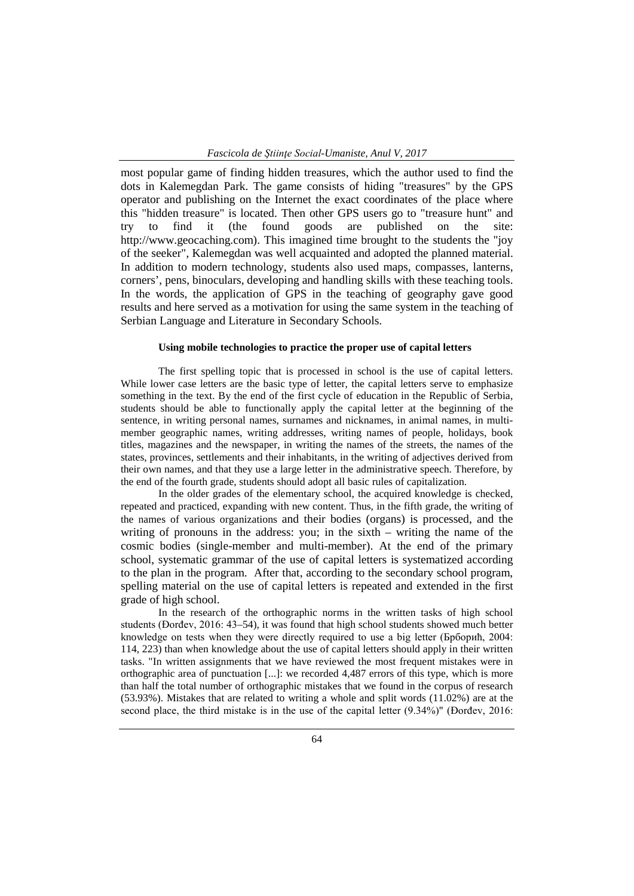most popular game of finding hidden treasures, which the author used to find the dots in Kalemegdan Park. The game consists of hiding "treasures" by the GPS operator and publishing on the Internet the exact coordinates of the place where this "hidden treasure" is located. Then other GPS users go to "treasure hunt" and try to find it (the found goods are published on the site: http://www.geocaching.com). This imagined time brought to the students the "joy of the seeker", Kalemegdan was well acquainted and adopted the planned material. In addition to modern technology, students also used maps, compasses, lanterns, corners', pens, binoculars, developing and handling skills with these teaching tools. In the words, the application of GPS in the teaching of geography gave good results and here served as a motivation for using the same system in the teaching of Serbian Language and Literature in Secondary Schools.

#### Using mobile technologies to practice the proper use of capital letters

The first spelling topic that is processed in school is the use of capital letters. While lower case letters are the basic type of letter, the capital letters serve to emphasize something in the text. By the end of the first cycle of education in the Republic of Serbia, students should be able to functionally apply the capital letter at the beginning of the sentence, in writing personal names, surnames and nicknames, in animal names, in multi-member geographic names, writing addresses, writing names of people, holidays, book titles, magazines and the newspaper, in writing the names of the streets, the names of the states, provinces, settlements and their inhabitants, in the writing of adjectives derived from their own names, and that they use a large letter in the administrative speech. Therefore, by the end of the fourth grade, students should adopt all basic rules of capitalization.

In the older grades of the elementary school, the acquired knowledge is checked, repeated and practiced, expanding with new content. Thus, in the fifth grade, the writing of the names of various organizations and their bodies (organs) is processed, and the writing of pronouns in the address: you; in the sixth – writing the name of the cosmic bodies (single-member and multi-member). At the end of the primary school, systematic grammar of the use of capital letters is systematized according to the plan in the program. After that, according to the secondary school program, spelling material on the use of capital letters is repeated and extended in the first grade of high school.

In the research of the orthographic norms in the written tasks of high school students (Đorđev, 2016: 43–54), it was found that high school students showed much better knowledge on tests when they were directly required to use a big letter (Брборић, 2004: 114, 223) than when knowledge about the use of capital letters should apply in their written tasks. "In written assignments that we have reviewed the most frequent mistakes were in orthographic area of punctuation [...]: we recorded 4,487 errors of this type, which is more than half the total number of orthographic mistakes that we found in the corpus of research (53.93%). Mistakes that are related to writing a whole and split words (11.02%) are at the second place, the third mistake is in the use of the capital letter (9.34%)" (Đorđev, 2016: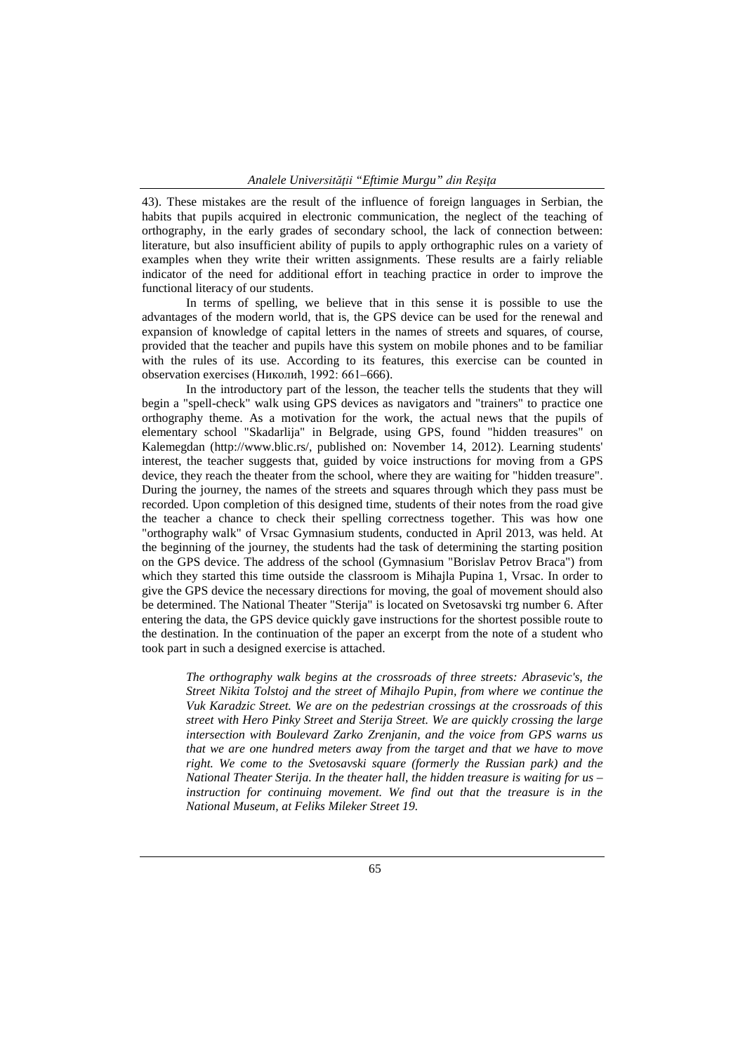43). These mistakes are the result of the influence of foreign languages in Serbian, the habits that pupils acquired in electronic communication, the neglect of the teaching of orthography, in the early grades of secondary school, the lack of connection between: literature, but also insufficient ability of pupils to apply orthographic rules on a variety of examples when they write their written assignments. These results are a fairly reliable indicator of the need for additional effort in teaching practice in order to improve the functional literacy of our students.

In terms of spelling, we believe that in this sense it is possible to use the advantages of the modern world, that is, the GPS device can be used for the renewal and expansion of knowledge of capital letters in the names of streets and squares, of course, provided that the teacher and pupils have this system on mobile phones and to be familiar with the rules of its use. According to its features, this exercise can be counted in observation exercises (Николић, 1992: 661–666).

In the introductory part of the lesson, the teacher tells the students that they will begin a "spell-check" walk using GPS devices as navigators and "trainers" to practice one orthography theme. As a motivation for the work, the actual news that the pupils of elementary school "Skadarlija" in Belgrade, using GPS, found "hidden treasures" on Kalemegdan (http://www.blic.rs/, published on: November 14, 2012). Learning students' interest, the teacher suggests that, guided by voice instructions for moving from a GPS device, they reach the theater from the school, where they are waiting for "hidden treasure". During the journey, the names of the streets and squares through which they pass must be recorded. Upon completion of this designed time, students of their notes from the road give the teacher a chance to check their spelling correctness together. This was how one "orthography walk" of Vrsac Gymnasium students, conducted in April 2013, was held. At the beginning of the journey, the students had the task of determining the starting position on the GPS device. The address of the school (Gymnasium "Borislav Petrov Braca") from which they started this time outside the classroom is Mihajla Pupina 1, Vrsac. In order to give the GPS device the necessary directions for moving, the goal of movement should also be determined. The National Theater "Sterija" is located on Svetosavski trg number 6. After entering the data, the GPS device quickly gave instructions for the shortest possible route to the destination. In the continuation of the paper an excerpt from the note of a student who took part in such a designed exercise is attached.

> *The orthography walk begins at the crossroads of three streets: Abrasevic's, the Street Nikita Tolstoj and the street of Mihajlo Pupin, from where we continue the Vuk Karadzic Street. We are on the pedestrian crossings at the crossroads of this street with Hero Pinky Street and Sterija Street. We are quickly crossing the large intersection with Boulevard Zarko Zrenjanin, and the voice from GPS warns us that we are one hundred meters away from the target and that we have to move right. We come to the Svetosavski square (formerly the Russian park) and the National Theater Sterija. In the theater hall, the hidden treasure is waiting for us – instruction for continuing movement. We find out that the treasure is in the National Museum, at Feliks Mileker Street 19.*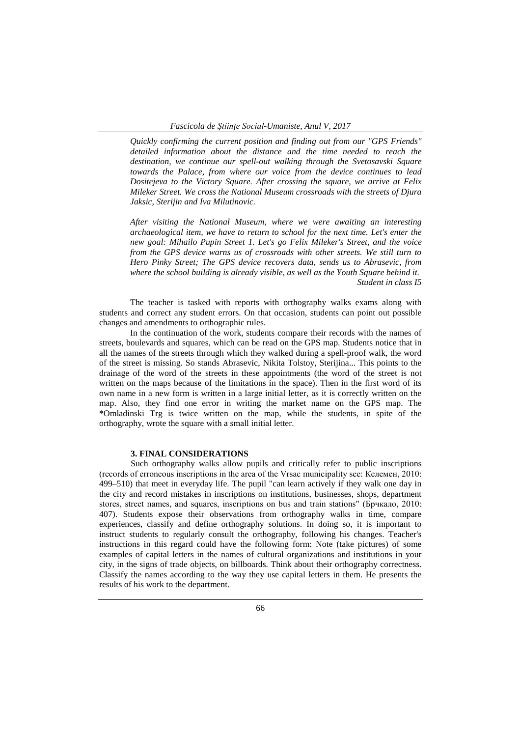*Quickly confirming the current position and finding out from our "GPS Friends" detailed information about the distance and the time needed to reach the destination, we continue our spell-out walking through the Svetosavski Square towards the Palace, from where our voice from the device continues to lead Dositejeva to the Victory Square. After crossing the square, we arrive at Felix Mileker Street. We cross the National Museum crossroads with the streets of Djura Jaksic, Sterijin and Iva Milutinovic.*

*After visiting the National Museum, where we were awaiting an interesting archaeological item, we have to return to school for the next time. Let's enter the new goal: Mihailo Pupin Street 1. Let's go Felix Mileker's Street, and the voice from the GPS device warns us of crossroads with other streets. We still turn to Hero Pinky Street; The GPS device recovers data, sends us to Abrasevic, from where the school building is already visible, as well as the Youth Square behind it.*

*Student in class I5*

The teacher is tasked with reports with orthography walks exams along with students and correct any student errors. On that occasion, students can point out possible changes and amendments to orthographic rules.

In the continuation of the work, students compare their records with the names of streets, boulevards and squares, which can be read on the GPS map. Students notice that in all the names of the streets through which they walked during a spell-proof walk, the word of the street is missing. So stands Abrasevic, Nikita Tolstoy, Sterijina... This points to the drainage of the word of the streets in these appointments (the word of the street is not written on the maps because of the limitations in the space). Then in the first word of its own name in a new form is written in a large initial letter, as it is correctly written on the map. Also, they find one error in writing the market name on the GPS map. The *Omladinski Trg is twice written on the map, while the students, in spite of the orthography, wrote the square with a small initial letter.

### 3. FINAL CONSIDERATIONS

Such orthography walks allow pupils and critically refer to public inscriptions (records of erroneous inscriptions in the area of the Vrsac municipality see: Келемен, 2010: 499–510) that meet in everyday life. The pupil "can learn actively if they walk one day in the city and record mistakes in inscriptions on institutions, businesses, shops, department stores, street names, and squares, inscriptions on bus and train stations" (Брчкало, 2010: 407). Students expose their observations from orthography walks in time, compare experiences, classify and define orthography solutions. In doing so, it is important to instruct students to regularly consult the orthography, following his changes. Teacher's instructions in this regard could have the following form: Note (take pictures) of some examples of capital letters in the names of cultural organizations and institutions in your city, in the signs of trade objects, on billboards. Think about their orthography correctness. Classify the names according to the way they use capital letters in them. He presents the results of his work to the department.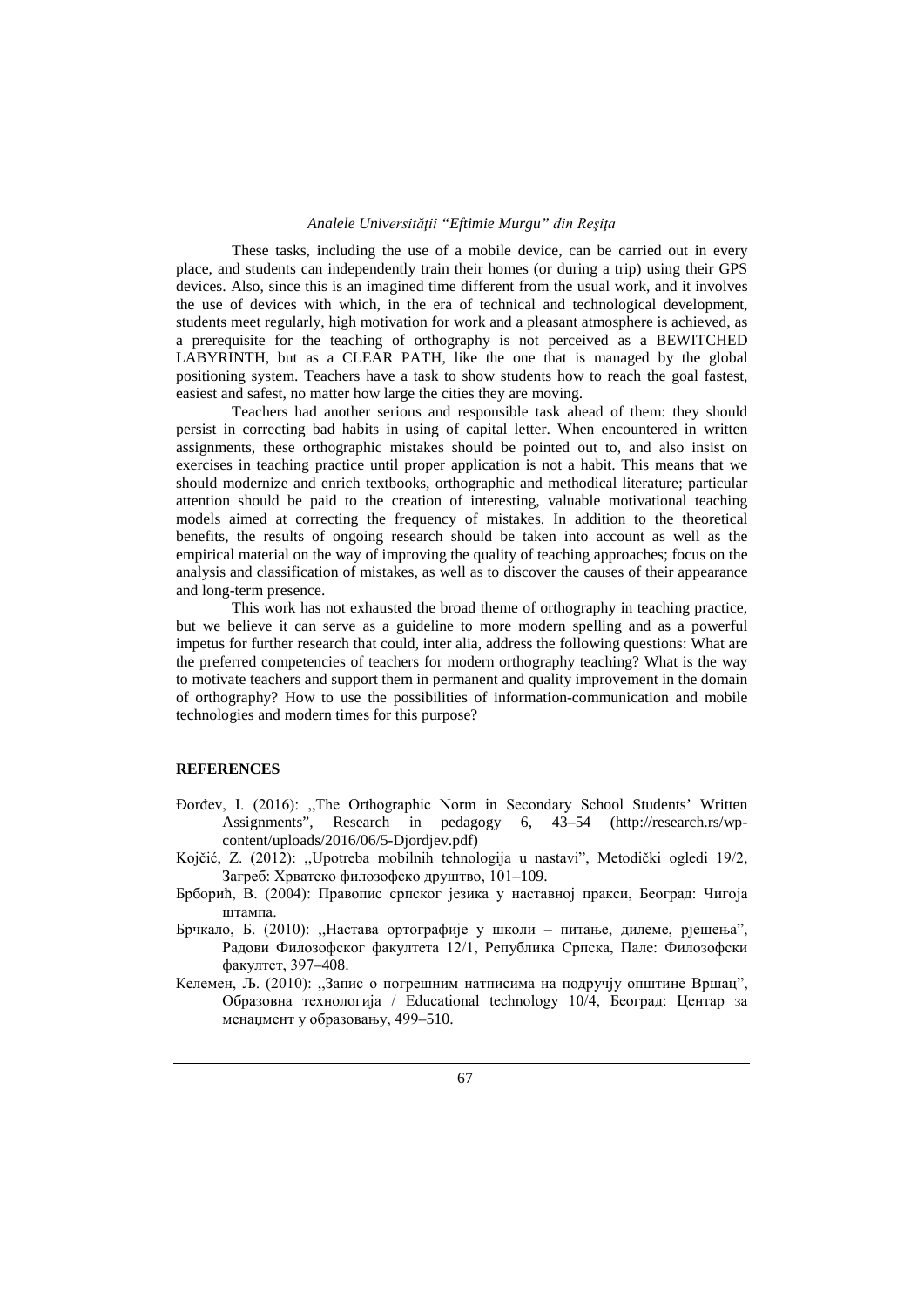These tasks, including the use of a mobile device, can be carried out in every place, and students can independently train their homes (or during a trip) using their GPS devices. Also, since this is an imagined time different from the usual work, and it involves the use of devices with which, in the era of technical and technological development, students meet regularly, high motivation for work and a pleasant atmosphere is achieved, as a prerequisite for the teaching of orthography is not perceived as a BEWITCHED LABYRINTH, but as a CLEAR PATH, like the one that is managed by the global positioning system. Teachers have a task to show students how to reach the goal fastest, easiest and safest, no matter how large the cities they are moving.

Teachers had another serious and responsible task ahead of them: they should persist in correcting bad habits in using of capital letter. When encountered in written assignments, these orthographic mistakes should be pointed out to, and also insist on exercises in teaching practice until proper application is not a habit. This means that we should modernize and enrich textbooks, orthographic and methodical literature; particular attention should be paid to the creation of interesting, valuable motivational teaching models aimed at correcting the frequency of mistakes. In addition to the theoretical benefits, the results of ongoing research should be taken into account as well as the empirical material on the way of improving the quality of teaching approaches; focus on the analysis and classification of mistakes, as well as to discover the causes of their appearance and long-term presence.

This work has not exhausted the broad theme of orthography in teaching practice, but we believe it can serve as a guideline to more modern spelling and as a powerful impetus for further research that could, inter alia, address the following questions: What are the preferred competencies of teachers for modern orthography teaching? What is the way to motivate teachers and support them in permanent and quality improvement in the domain of orthography? How to use the possibilities of information-communication and mobile technologies and modern times for this purpose?

**REFERENCES**

Đorđev, I. (2016): „The Orthographic Norm in Secondary School Students' Written Assignments", Research in pedagogy 6, 43–54 (http://research.rs/wp-content/uploads/2016/06/5-Djordjev.pdf)

Kojčić, Z. (2012): „Upotreba mobilnih tehnologija u nastavi", Metodički ogledi 19/2, Загреб: Хрватско филозофско друштво, 101–109.

Брборић, В. (2004): Правопис српског језика у наставној пракси, Београд: Чигоја штампа.

Брчкало, Б. (2010): „Настава ортографије у школи – питање, дилеме, рјешења", Радови Филозофског факултета 12/1, Република Српска, Пале: Филозофски факултет, 397–408.

Келемен, Љ. (2010): „Запис о погрешним натписима на подручју општине Вршац", Образовна технологија / Educational technology 10/4, Београд: Центар за менаџмент у образовању, 499–510.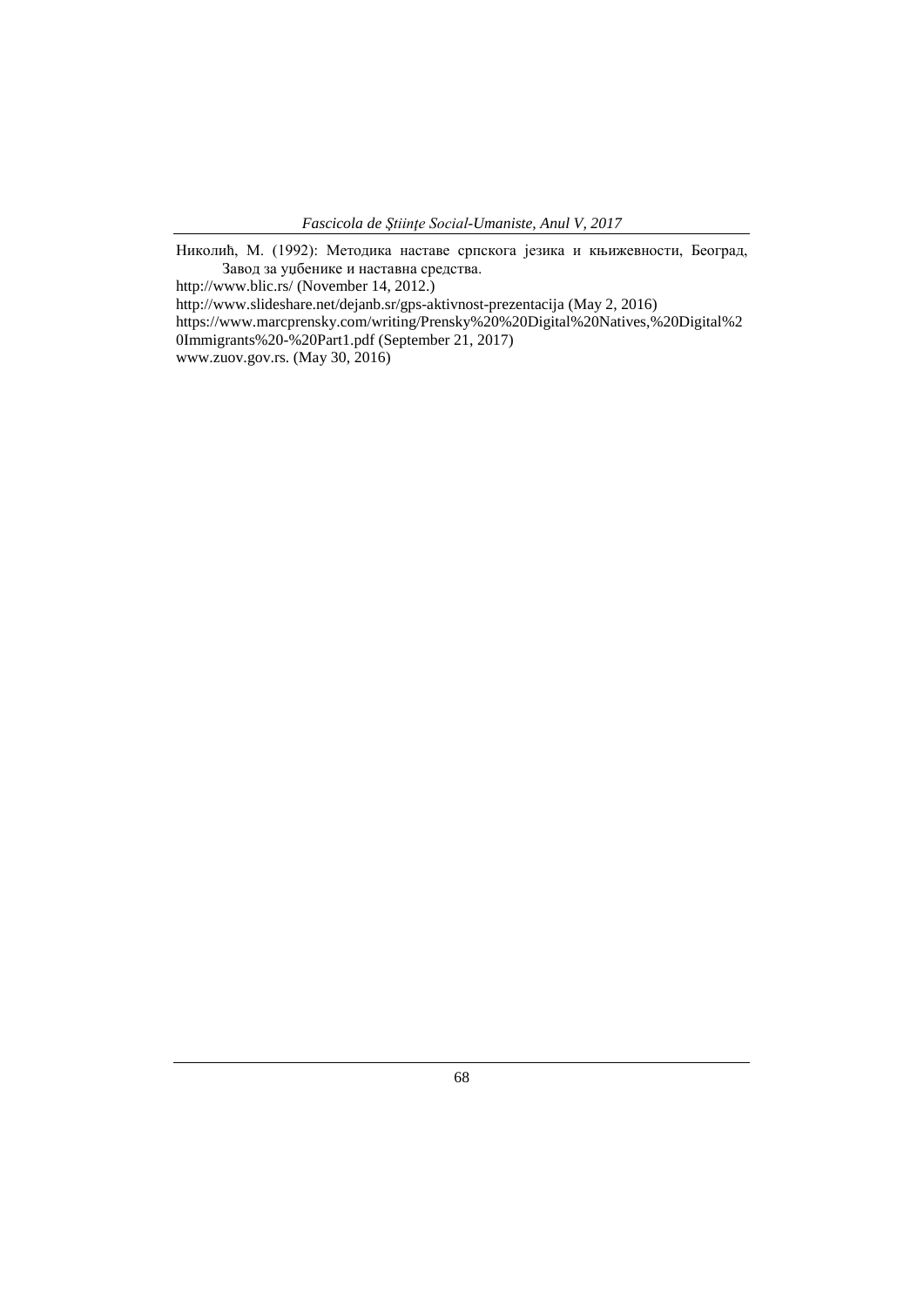Николић, М. (1992): Методика наставе српскога језика и књижевности, Београд, Завод за уџбенике и наставна средства.

http://www.blic.rs/ (November 14, 2012.)

http://www.slideshare.net/dejanb.sr/gps-aktivnost-prezentacija (May 2, 2016)

https://www.marcprensky.com/writing/Prensky%20%20Digital%20Natives,%20Digital%20Immigrants%20-%20Part1.pdf (September 21, 2017)

www.zuov.gov.rs. (May 30, 2016)